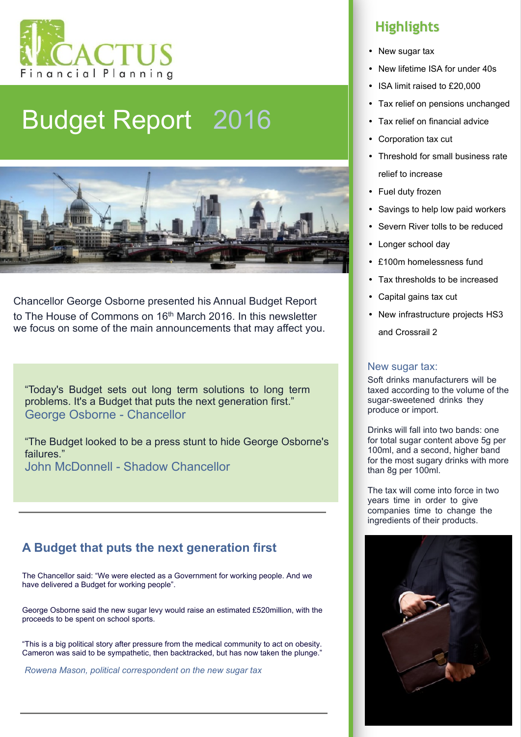CACTUS

Financial Planning

# Budget Report 2016

Chancellor George Osborne presented his Annual Budget Report to The House of Commons on 16th March 2016. In this newsletter we focus on some of the main announcements that may affect you.

"Today's Budget sets out long term solutions to long term problems. It's a Budget that puts the next generation first."
George Osborne - Chancellor

"The Budget looked to be a press stunt to hide George Osborne's failures."
John McDonnell - Shadow Chancellor

## A Budget that puts the next generation first

The Chancellor said: "We were elected as a Government for working people. And we have delivered a Budget for working people".

George Osborne said the new sugar levy would raise an estimated £520million, with the proceeds to be spent on school sports.

"This is a big political story after pressure from the medical community to act on obesity. Cameron was said to be sympathetic, then backtracked, but has now taken the plunge."

*Rowena Mason, political correspondent on the new sugar tax*

## Highlights

- New sugar tax
- New lifetime ISA for under 40s
- ISA limit raised to £20,000
- Tax relief on pensions unchanged
- Tax relief on financial advice
- Corporation tax cut
- Threshold for small business rate relief to increase
- Fuel duty frozen
- Savings to help low paid workers
- Severn River tolls to be reduced
- Longer school day
- £100m homelessness fund
- Tax thresholds to be increased
- Capital gains tax cut
- New infrastructure projects HS3 and Crossrail 2

### New sugar tax:

Soft drinks manufacturers will be taxed according to the volume of the sugar-sweetened drinks they produce or import.

Drinks will fall into two bands: one for total sugar content above 5g per 100ml, and a second, higher band for the most sugary drinks with more than 8g per 100ml.

The tax will come into force in two years time in order to give companies time to change the ingredients of their products.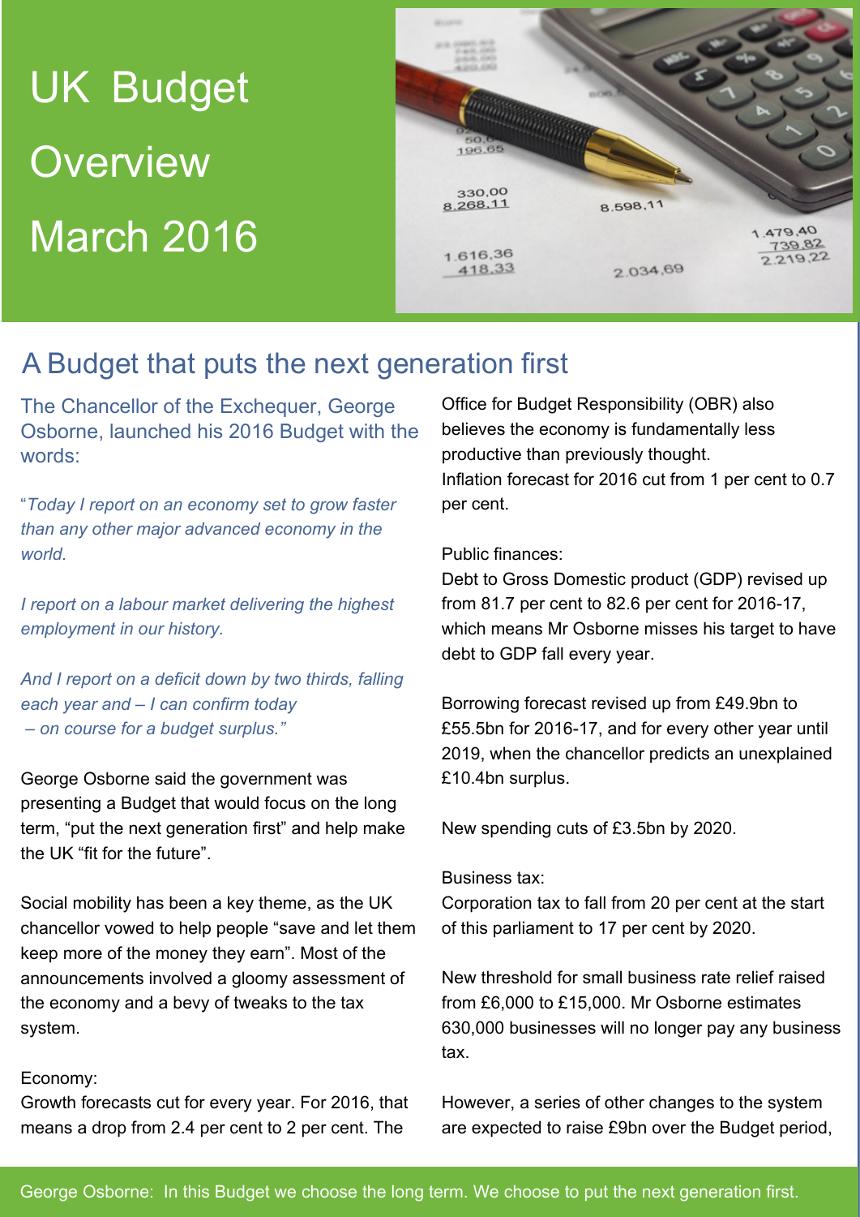# UK Budget Overview March 2016

## A Budget that puts the next generation first

The Chancellor of the Exchequer, George Osborne, launched his 2016 Budget with the words:

"*Today I report on an economy set to grow faster than any other major advanced economy in the world.*

*I report on a labour market delivering the highest employment in our history.*

*And I report on a deficit down by two thirds, falling each year and – I can confirm today – on course for a budget surplus."*

George Osborne said the government was presenting a Budget that would focus on the long term, "put the next generation first" and help make the UK "fit for the future".

Social mobility has been a key theme, as the UK chancellor vowed to help people "save and let them keep more of the money they earn". Most of the announcements involved a gloomy assessment of the economy and a bevy of tweaks to the tax system.

Economy:
Growth forecasts cut for every year. For 2016, that means a drop from 2.4 per cent to 2 per cent. The Office for Budget Responsibility (OBR) also believes the economy is fundamentally less productive than previously thought.
Inflation forecast for 2016 cut from 1 per cent to 0.7 per cent.

Public finances:
Debt to Gross Domestic product (GDP) revised up from 81.7 per cent to 82.6 per cent for 2016-17, which means Mr Osborne misses his target to have debt to GDP fall every year.

Borrowing forecast revised up from £49.9bn to £55.5bn for 2016-17, and for every other year until 2019, when the chancellor predicts an unexplained £10.4bn surplus.

New spending cuts of £3.5bn by 2020.

Business tax:
Corporation tax to fall from 20 per cent at the start of this parliament to 17 per cent by 2020.

New threshold for small business rate relief raised from £6,000 to £15,000. Mr Osborne estimates 630,000 businesses will no longer pay any business tax.

However, a series of other changes to the system are expected to raise £9bn over the Budget period,

George Osborne: In this Budget we choose the long term. We choose to put the next generation first.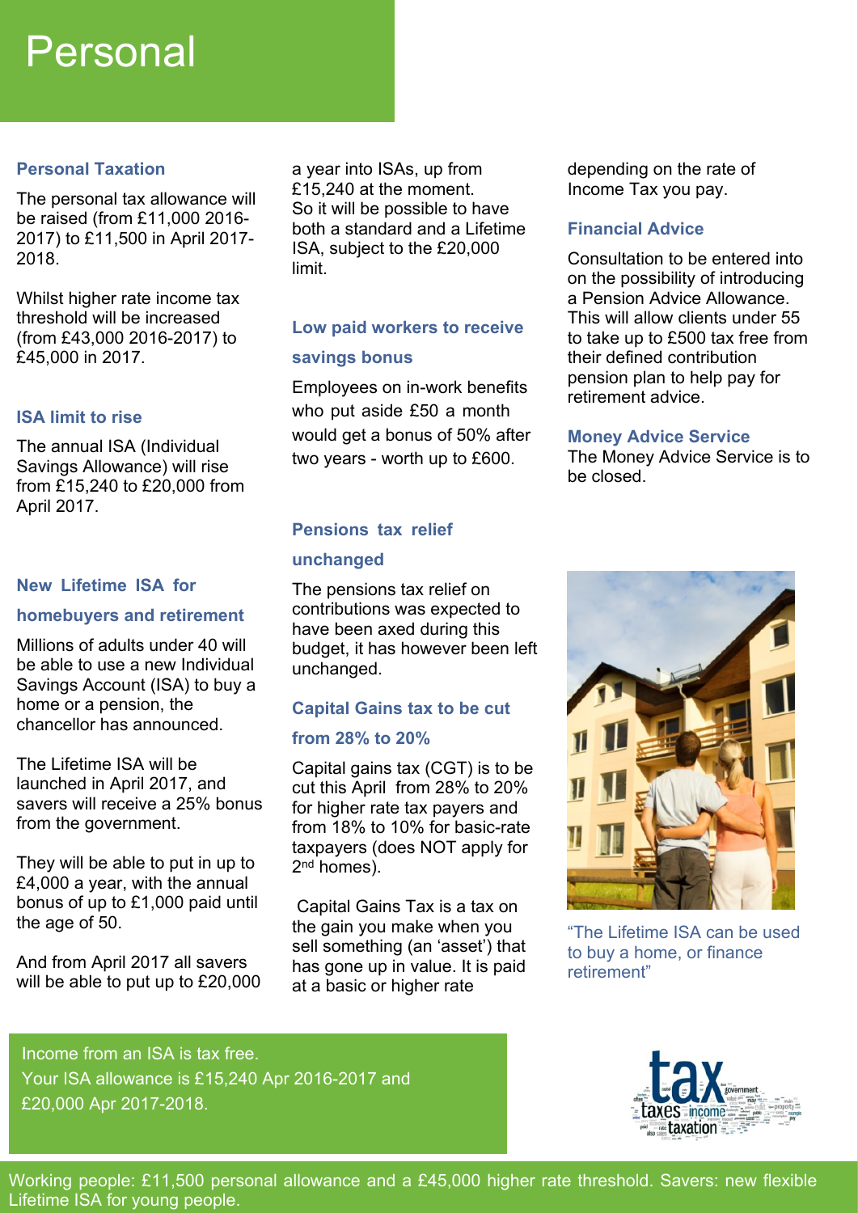# Personal

## Personal Taxation

The personal tax allowance will be raised (from £11,000 2016-2017) to £11,500 in April 2017-2018.

Whilst higher rate income tax threshold will be increased (from £43,000 2016-2017) to £45,000 in 2017.

## ISA limit to rise

The annual ISA (Individual Savings Allowance) will rise from £15,240 to £20,000 from April 2017.

## New Lifetime ISA for homebuyers and retirement

Millions of adults under 40 will be able to use a new Individual Savings Account (ISA) to buy a home or a pension, the chancellor has announced.

The Lifetime ISA will be launched in April 2017, and savers will receive a 25% bonus from the government.

They will be able to put in up to £4,000 a year, with the annual bonus of up to £1,000 paid until the age of 50.

And from April 2017 all savers will be able to put up to £20,000 a year into ISAs, up from £15,240 at the moment.
So it will be possible to have both a standard and a Lifetime ISA, subject to the £20,000 limit.

## Low paid workers to receive savings bonus

Employees on in-work benefits who put aside £50 a month would get a bonus of 50% after two years - worth up to £600.

## Pensions tax relief unchanged

The pensions tax relief on contributions was expected to have been axed during this budget, it has however been left unchanged.

## Capital Gains tax to be cut from 28% to 20%

Capital gains tax (CGT) is to be cut this April from 28% to 20% for higher rate tax payers and from 18% to 10% for basic-rate taxpayers (does NOT apply for 2nd homes).

Capital Gains Tax is a tax on the gain you make when you sell something (an 'asset') that has gone up in value. It is paid at a basic or higher rate depending on the rate of Income Tax you pay.

## Financial Advice

Consultation to be entered into on the possibility of introducing a Pension Advice Allowance. This will allow clients under 55 to take up to £500 tax free from their defined contribution pension plan to help pay for retirement advice.

## Money Advice Service

The Money Advice Service is to be closed.

"The Lifetime ISA can be used to buy a home, or finance retirement"

Income from an ISA is tax free.
Your ISA allowance is £15,240 Apr 2016-2017 and £20,000 Apr 2017-2018.

Working people: £11,500 personal allowance and a £45,000 higher rate threshold. Savers: new flexible Lifetime ISA for young people.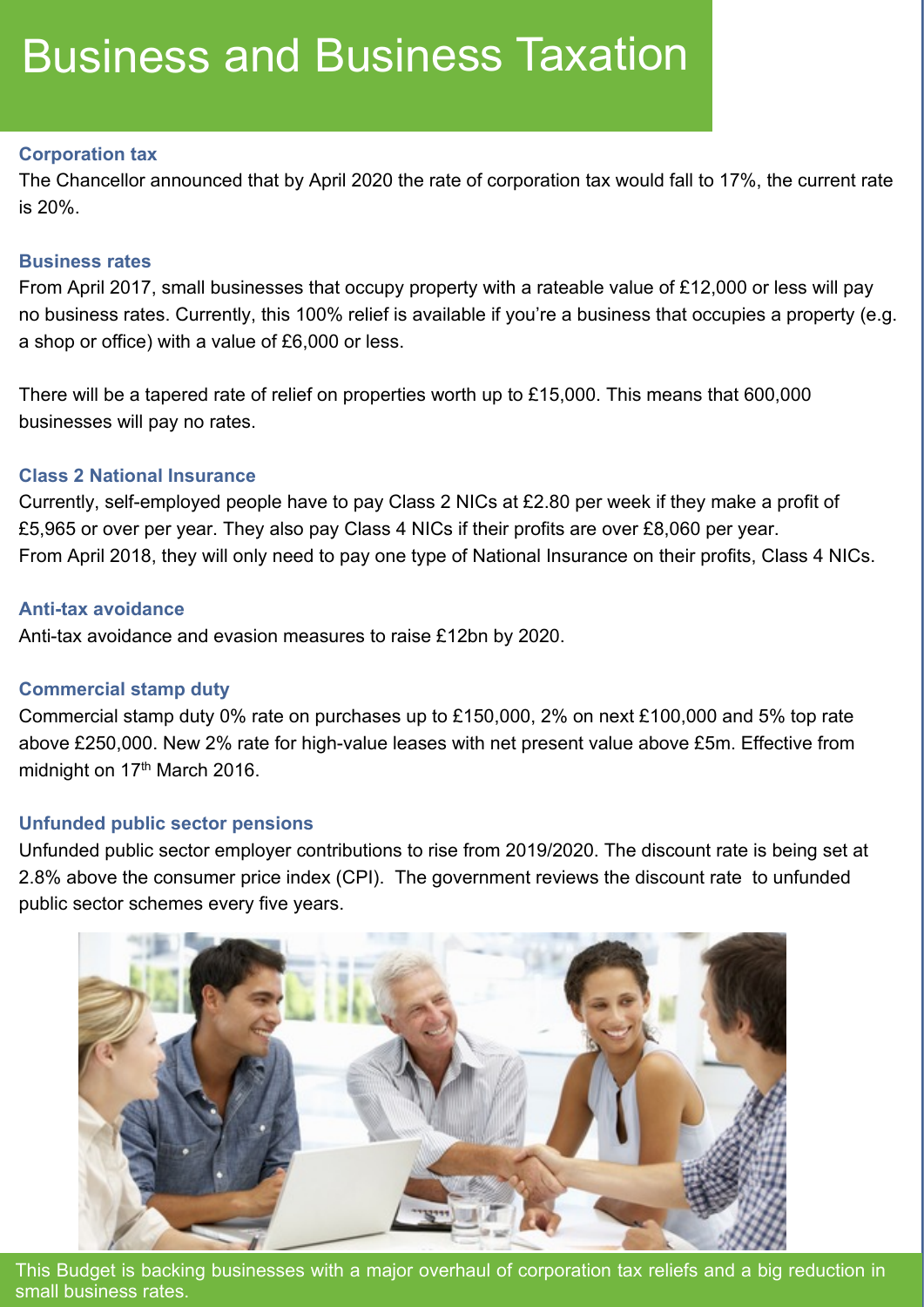# Business and Business Taxation

### Corporation tax

The Chancellor announced that by April 2020 the rate of corporation tax would fall to 17%, the current rate is 20%.

### Business rates

From April 2017, small businesses that occupy property with a rateable value of £12,000 or less will pay no business rates. Currently, this 100% relief is available if you're a business that occupies a property (e.g. a shop or office) with a value of £6,000 or less.

There will be a tapered rate of relief on properties worth up to £15,000. This means that 600,000 businesses will pay no rates.

### Class 2 National Insurance

Currently, self-employed people have to pay Class 2 NICs at £2.80 per week if they make a profit of £5,965 or over per year. They also pay Class 4 NICs if their profits are over £8,060 per year.
From April 2018, they will only need to pay one type of National Insurance on their profits, Class 4 NICs.

### Anti-tax avoidance

Anti-tax avoidance and evasion measures to raise £12bn by 2020.

### Commercial stamp duty

Commercial stamp duty 0% rate on purchases up to £150,000, 2% on next £100,000 and 5% top rate above £250,000. New 2% rate for high-value leases with net present value above £5m. Effective from midnight on 17th March 2016.

### Unfunded public sector pensions

Unfunded public sector employer contributions to rise from 2019/2020. The discount rate is being set at 2.8% above the consumer price index (CPI). The government reviews the discount rate to unfunded public sector schemes every five years.

This Budget is backing businesses with a major overhaul of corporation tax reliefs and a big reduction in small business rates.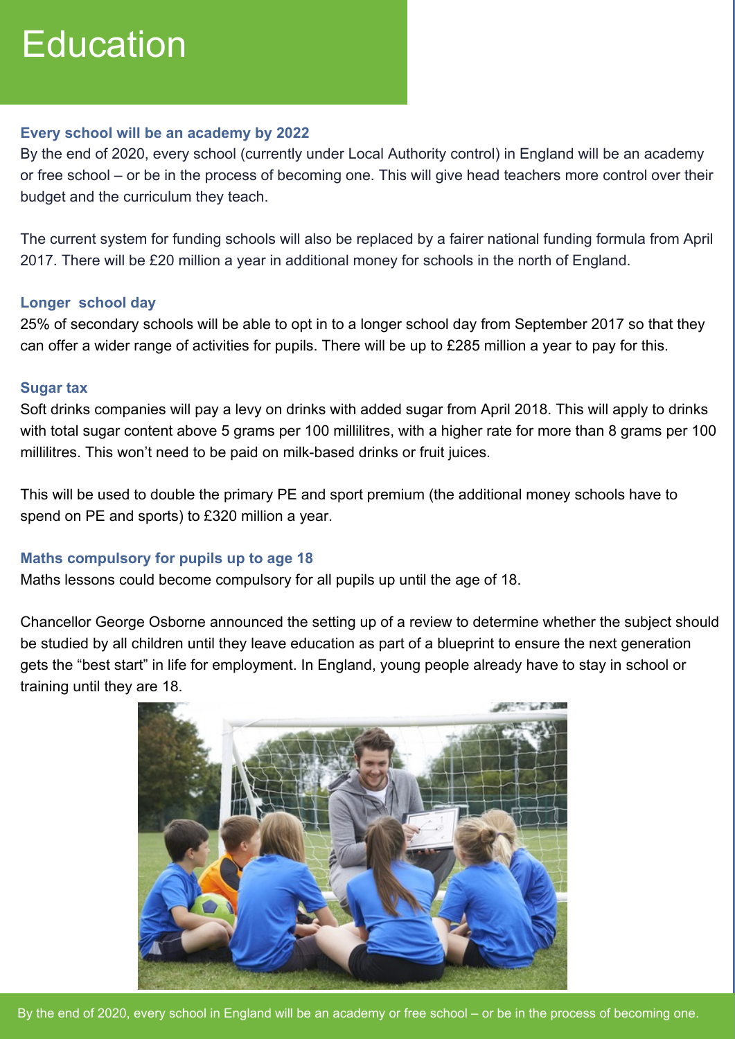# Education

### Every school will be an academy by 2022

By the end of 2020, every school (currently under Local Authority control) in England will be an academy or free school – or be in the process of becoming one. This will give head teachers more control over their budget and the curriculum they teach.

The current system for funding schools will also be replaced by a fairer national funding formula from April 2017. There will be £20 million a year in additional money for schools in the north of England.

### Longer school day

25% of secondary schools will be able to opt in to a longer school day from September 2017 so that they can offer a wider range of activities for pupils. There will be up to £285 million a year to pay for this.

### Sugar tax

Soft drinks companies will pay a levy on drinks with added sugar from April 2018. This will apply to drinks with total sugar content above 5 grams per 100 millilitres, with a higher rate for more than 8 grams per 100 millilitres. This won't need to be paid on milk-based drinks or fruit juices.

This will be used to double the primary PE and sport premium (the additional money schools have to spend on PE and sports) to £320 million a year.

### Maths compulsory for pupils up to age 18

Maths lessons could become compulsory for all pupils up until the age of 18.

Chancellor George Osborne announced the setting up of a review to determine whether the subject should be studied by all children until they leave education as part of a blueprint to ensure the next generation gets the "best start" in life for employment. In England, young people already have to stay in school or training until they are 18.

By the end of 2020, every school in England will be an academy or free school – or be in the process of becoming one.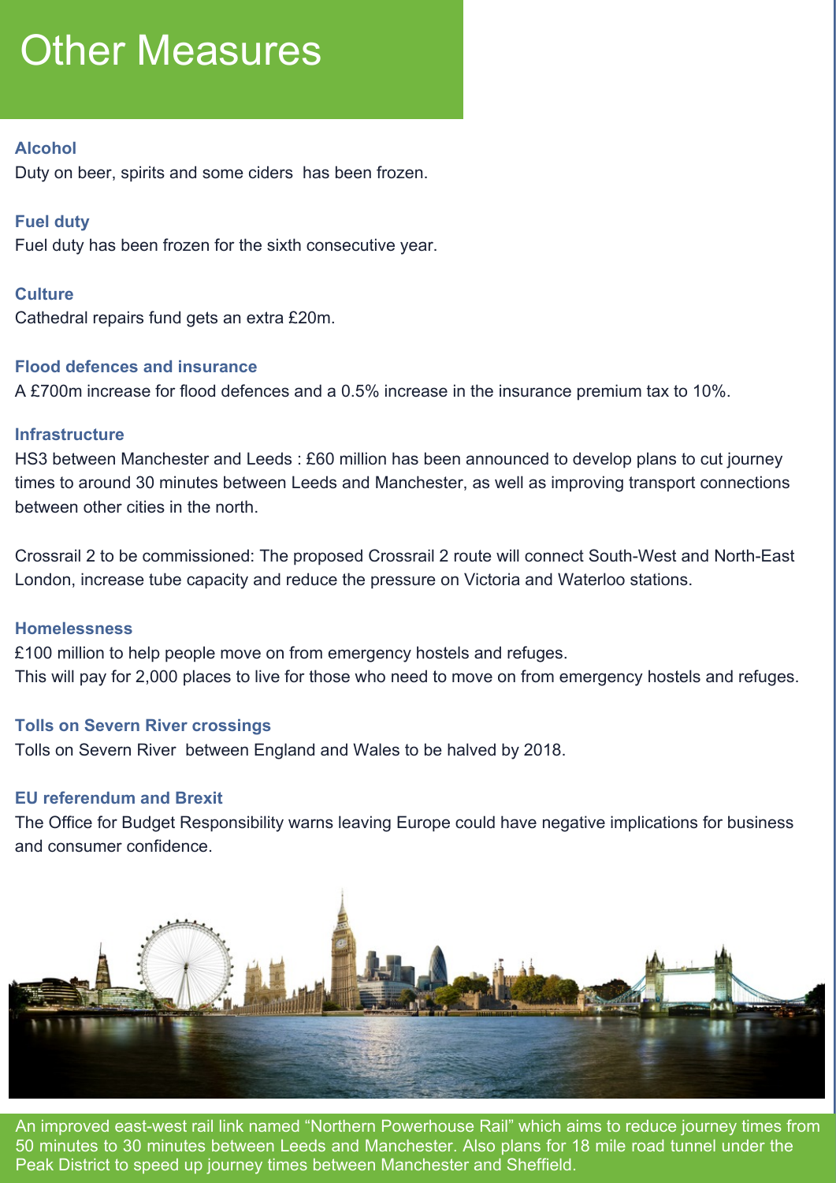# Other Measures

### Alcohol

Duty on beer, spirits and some ciders has been frozen.

### Fuel duty

Fuel duty has been frozen for the sixth consecutive year.

### Culture

Cathedral repairs fund gets an extra £20m.

### Flood defences and insurance

A £700m increase for flood defences and a 0.5% increase in the insurance premium tax to 10%.

### Infrastructure

HS3 between Manchester and Leeds : £60 million has been announced to develop plans to cut journey times to around 30 minutes between Leeds and Manchester, as well as improving transport connections between other cities in the north.

Crossrail 2 to be commissioned: The proposed Crossrail 2 route will connect South-West and North-East London, increase tube capacity and reduce the pressure on Victoria and Waterloo stations.

### Homelessness

£100 million to help people move on from emergency hostels and refuges.
This will pay for 2,000 places to live for those who need to move on from emergency hostels and refuges.

### Tolls on Severn River crossings

Tolls on Severn River between England and Wales to be halved by 2018.

### EU referendum and Brexit

The Office for Budget Responsibility warns leaving Europe could have negative implications for business and consumer confidence.

An improved east-west rail link named "Northern Powerhouse Rail" which aims to reduce journey times from 50 minutes to 30 minutes between Leeds and Manchester. Also plans for 18 mile road tunnel under the Peak District to speed up journey times between Manchester and Sheffield.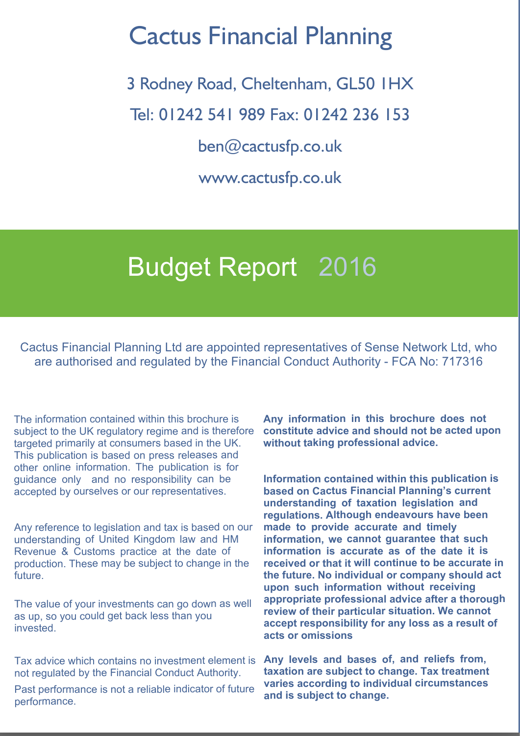# Cactus Financial Planning

3 Rodney Road, Cheltenham, GL50 1HX

Tel: 01242 541 989 Fax: 01242 236 153

ben@cactusfp.co.uk

www.cactusfp.co.uk

## Budget Report 2016

Cactus Financial Planning Ltd are appointed representatives of Sense Network Ltd, who are authorised and regulated by the Financial Conduct Authority - FCA No: 717316

The information contained within this brochure is subject to the UK regulatory regime and is therefore targeted primarily at consumers based in the UK. This publication is based on press releases and other online information. The publication is for guidance only and no responsibility can be accepted by ourselves or our representatives.

Any reference to legislation and tax is based on our understanding of United Kingdom law and HM Revenue & Customs practice at the date of production. These may be subject to change in the future.

The value of your investments can go down as well as up, so you could get back less than you invested.

Tax advice which contains no investment element is not regulated by the Financial Conduct Authority.

Past performance is not a reliable indicator of future performance.

**Any information in this brochure does not constitute advice and should not be acted upon without taking professional advice.**

**Information contained within this publication is based on Cactus Financial Planning's current understanding of taxation legislation and regulations. Although endeavours have been made to provide accurate and timely information, we cannot guarantee that such information is accurate as of the date it is received or that it will continue to be accurate in the future. No individual or company should act upon such information without receiving appropriate professional advice after a thorough review of their particular situation. We cannot accept responsibility for any loss as a result of acts or omissions**

**Any levels and bases of, and reliefs from, taxation are subject to change. Tax treatment varies according to individual circumstances and is subject to change.**